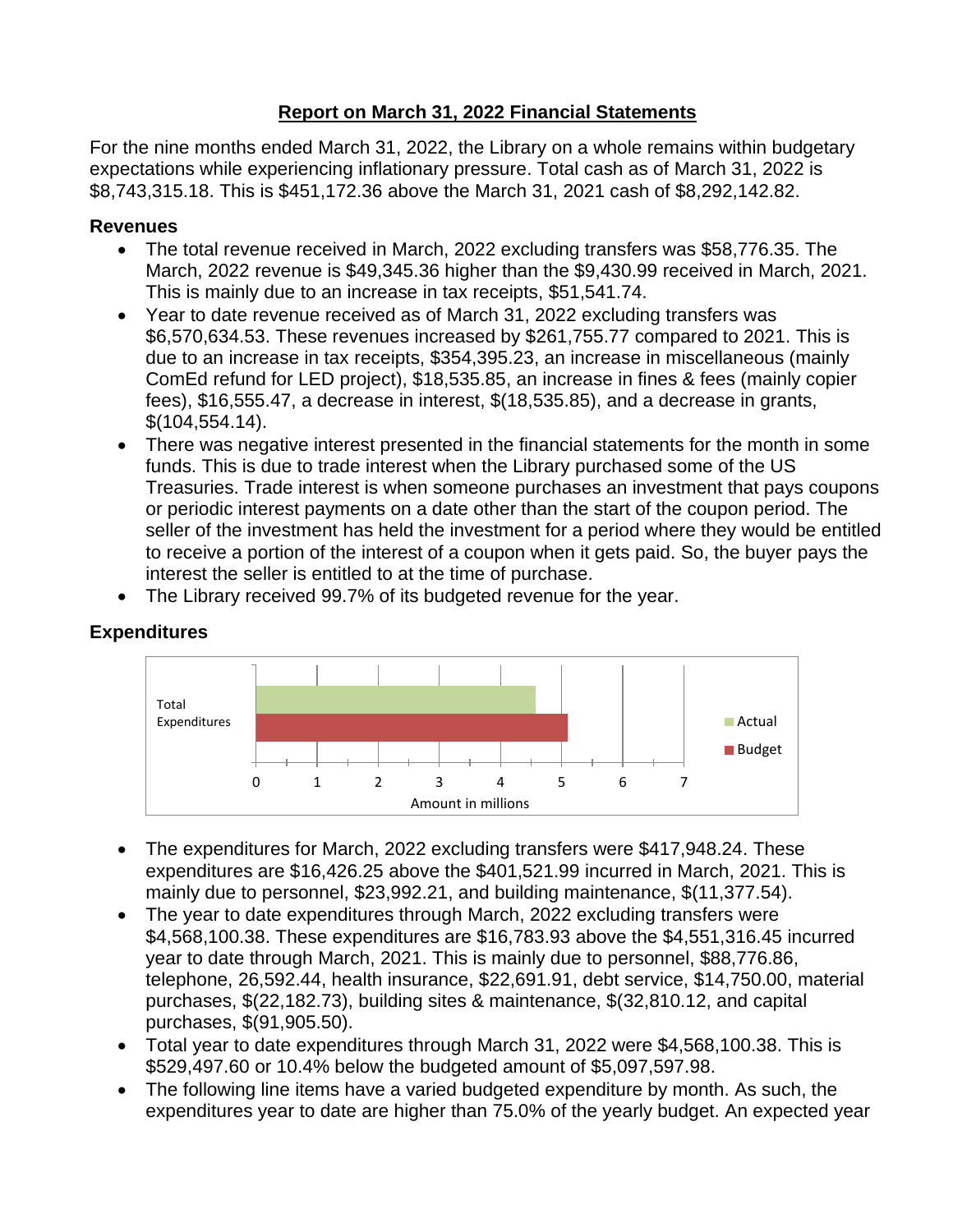## Report on March 31, 2022 Financial Statements

For the nine months ended March 31, 2022, the Library on a whole remains within budgetary expectations while experiencing inflationary pressure. Total cash as of March 31, 2022 is $8,743,315.18. This is $451,172.36 above the March 31, 2021 cash of $8,292,142.82.

### Revenues

- The total revenue received in March, 2022 excluding transfers was $58,776.35. The March, 2022 revenue is $49,345.36 higher than the $9,430.99 received in March, 2021. This is mainly due to an increase in tax receipts, $51,541.74.
- Year to date revenue received as of March 31, 2022 excluding transfers was $6,570,634.53. These revenues increased by $261,755.77 compared to 2021. This is due to an increase in tax receipts, $354,395.23, an increase in miscellaneous (mainly ComEd refund for LED project), $18,535.85, an increase in fines & fees (mainly copier fees), $16,555.47, a decrease in interest, $(18,535.85), and a decrease in grants, $(104,554.14).
- There was negative interest presented in the financial statements for the month in some funds. This is due to trade interest when the Library purchased some of the US Treasuries. Trade interest is when someone purchases an investment that pays coupons or periodic interest payments on a date other than the start of the coupon period. The seller of the investment has held the investment for a period where they would be entitled to receive a portion of the interest of a coupon when it gets paid. So, the buyer pays the interest the seller is entitled to at the time of purchase.
- The Library received 99.7% of its budgeted revenue for the year.

### Expenditures

- The expenditures for March, 2022 excluding transfers were $417,948.24. These expenditures are $16,426.25 above the $401,521.99 incurred in March, 2021. This is mainly due to personnel, $23,992.21, and building maintenance, $(11,377.54).
- The year to date expenditures through March, 2022 excluding transfers were $4,568,100.38. These expenditures are $16,783.93 above the $4,551,316.45 incurred year to date through March, 2021. This is mainly due to personnel, $88,776.86, telephone, 26,592.44, health insurance, $22,691.91, debt service, $14,750.00, material purchases, $(22,182.73), building sites & maintenance, $(32,810.12, and capital purchases, $(91,905.50).
- Total year to date expenditures through March 31, 2022 were $4,568,100.38. This is $529,497.60 or 10.4% below the budgeted amount of $5,097,597.98.
- The following line items have a varied budgeted expenditure by month. As such, the expenditures year to date are higher than 75.0% of the yearly budget. An expected year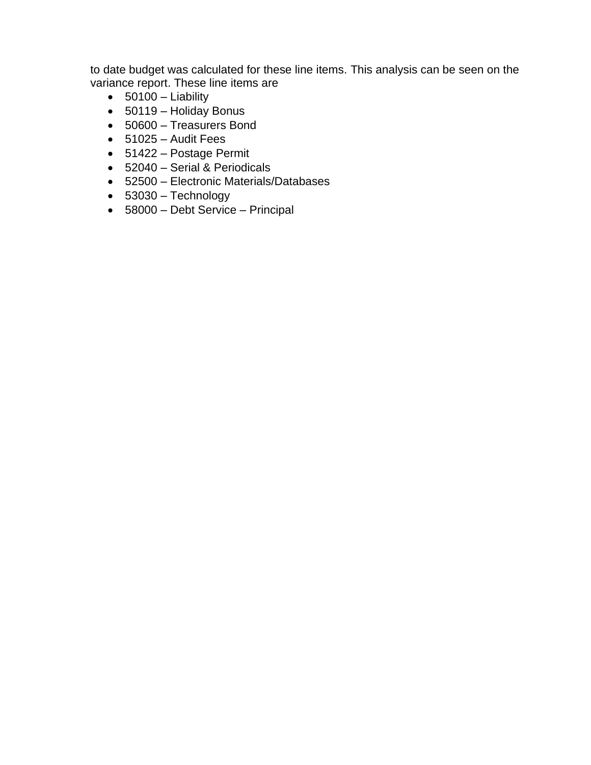to date budget was calculated for these line items. This analysis can be seen on the variance report. These line items are

- 50100 – Liability
- 50119 – Holiday Bonus
- 50600 – Treasurers Bond
- 51025 – Audit Fees
- 51422 – Postage Permit
- 52040 – Serial & Periodicals
- 52500 – Electronic Materials/Databases
- 53030 – Technology
- 58000 – Debt Service – Principal